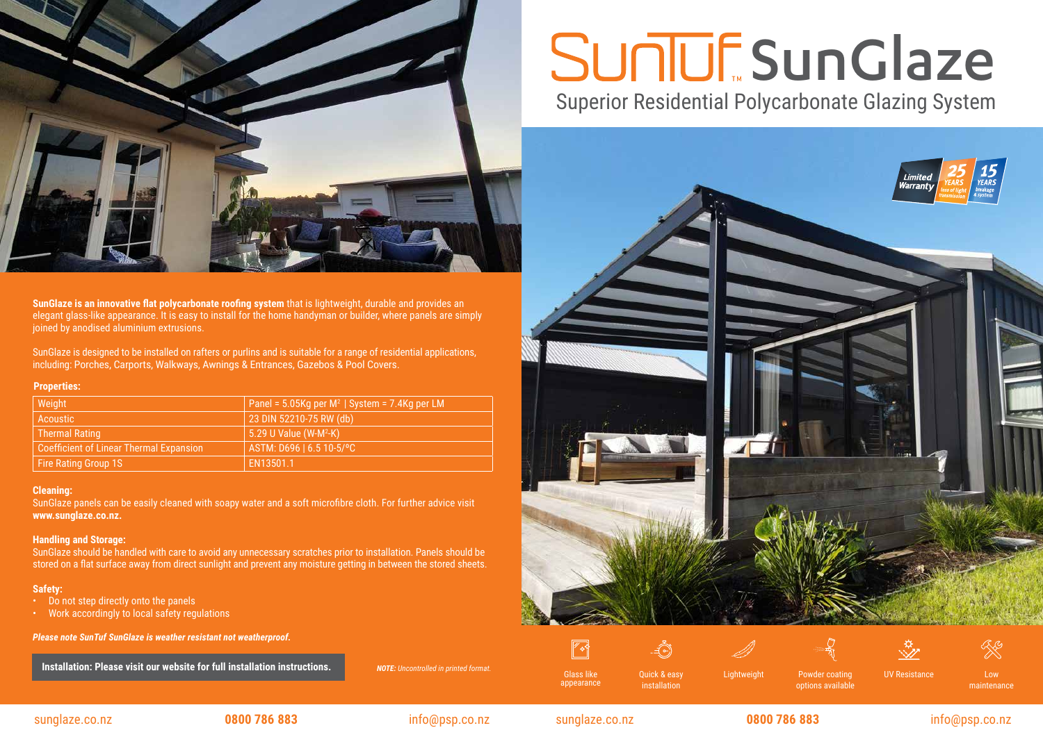# SunTuf™ SunGlaze

## Superior Residential Polycarbonate Glazing System

Limited Warranty 25 YEARS loss of light transmission 15 YEARS breakage & system

**SunGlaze is an innovative flat polycarbonate roofing system** that is lightweight, durable and provides an elegant glass-like appearance. It is easy to install for the home handyman or builder, where panels are simply joined by anodised aluminium extrusions.

SunGlaze is designed to be installed on rafters or purlins and is suitable for a range of residential applications, including: Porches, Carports, Walkways, Awnings & Entrances, Gazebos & Pool Covers.

**Properties:**

| Property | Value |
| --- | --- |
| Weight | Panel = 5.05Kg per M² \| System = 7.4Kg per LM |
| Acoustic | 23 DIN 52210-75 RW (db) |
| Thermal Rating | 5.29 U Value (W-M²-K) |
| Coefficient of Linear Thermal Expansion | ASTM: D696 \| 6.5 10-5/°C |
| Fire Rating Group 1S | EN13501.1 |

**Cleaning:**
SunGlaze panels can be easily cleaned with soapy water and a soft microfibre cloth. For further advice visit **www.sunglaze.co.nz.**

**Handling and Storage:**
SunGlaze should be handled with care to avoid any unnecessary scratches prior to installation. Panels should be stored on a flat surface away from direct sunlight and prevent any moisture getting in between the stored sheets.

**Safety:**
- Do not step directly onto the panels
- Work accordingly to local safety regulations

***Please note SunTuf SunGlaze is weather resistant not weatherproof.***

**Installation: Please visit our website for full installation instructions.**

***NOTE:*** *Uncontrolled in printed format.*

Glass like appearance | Quick & easy installation | Lightweight | Powder coating options available | UV Resistance | Low maintenance

sunglaze.co.nz | **0800 786 883** | info@psp.co.nz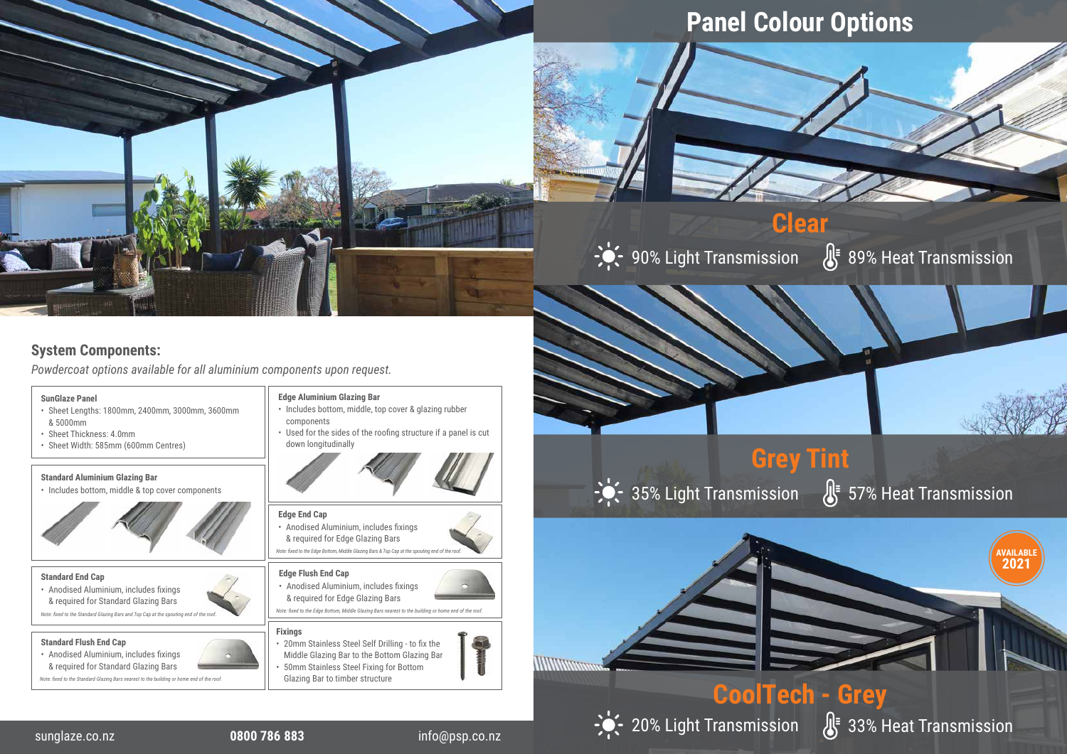## System Components:

*Powdercoat options available for all aluminium components upon request.*

**SunGlaze Panel**

- Sheet Lengths: 1800mm, 2400mm, 3000mm, 3600mm & 5000mm
- Sheet Thickness: 4.0mm
- Sheet Width: 585mm (600mm Centres)

**Standard Aluminium Glazing Bar**

- Includes bottom, middle & top cover components

**Standard End Cap**

- Anodised Aluminium, includes fixings & required for Standard Glazing Bars

*Note: fixed to the Standard Glazing Bars and Top Cap at the spouting end of the roof.*

**Standard Flush End Cap**

- Anodised Aluminium, includes fixings & required for Standard Glazing Bars

*Note: fixed to the Standard Glazing Bars nearest to the building or home end of the roof.*

**Edge Aluminium Glazing Bar**

- Includes bottom, middle, top cover & glazing rubber components
- Used for the sides of the roofing structure if a panel is cut down longitudinally

**Edge End Cap**

- Anodised Aluminium, includes fixings & required for Edge Glazing Bars

*Note: fixed to the Edge Bottom, Middle Glazing Bars & Top Cap at the spouting end of the roof.*

**Edge Flush End Cap**

- Anodised Aluminium, includes fixings & required for Edge Glazing Bars

*Note: fixed to the Edge Bottom, Middle Glazing Bars nearest to the building or home end of the roof.*

**Fixings**

- 20mm Stainless Steel Self Drilling - to fix the Middle Glazing Bar to the Bottom Glazing Bar
- 50mm Stainless Steel Fixing for Bottom Glazing Bar to timber structure

# Panel Colour Options

## Clear

90% Light Transmission 89% Heat Transmission

## Grey Tint

35% Light Transmission 57% Heat Transmission

## CoolTech - Grey

AVAILABLE 2021

20% Light Transmission 33% Heat Transmission

sunglaze.co.nz **0800 786 883** info@psp.co.nz